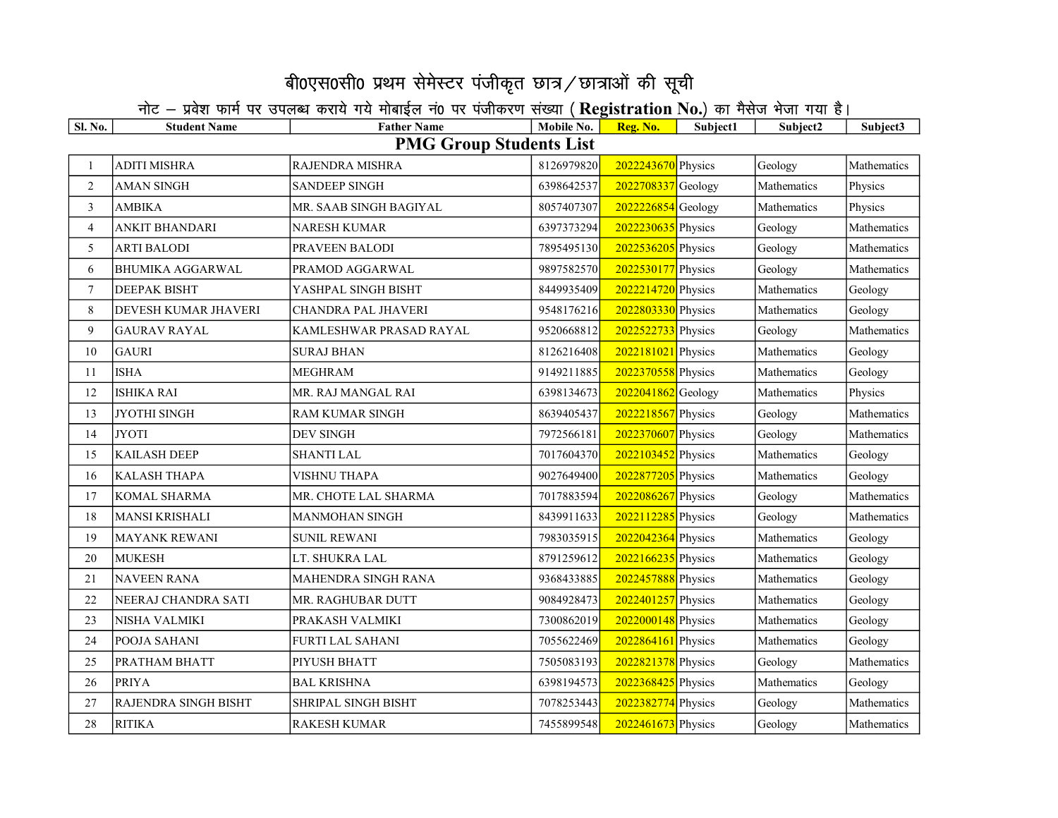# बी0एस0सी0 प्रथम सेमेस्टर पंजीकृत छात्र/छात्राओं की सूची

नोट – प्रवेश फार्म पर उपलब्ध कराये गये मोबाईल नं0 पर पंजीकरण संख्या (**Registration No.**) का मैसेज भेजा गया है।

| Sl. No. | Student Name | Father Name | Mobile No. | Reg. No. | Subject1 | Subject2 | Subject3 |
|---|---|---|---|---|---|---|---|
| **PMG Group Students List** | | | | | | | |
| 1 | ADITI MISHRA | RAJENDRA MISHRA | 8126979820 | 2022243670 | Physics | Geology | Mathematics |
| 2 | AMAN SINGH | SANDEEP SINGH | 6398642537 | 2022708337 | Geology | Mathematics | Physics |
| 3 | AMBIKA | MR. SAAB SINGH BAGIYAL | 8057407307 | 2022226854 | Geology | Mathematics | Physics |
| 4 | ANKIT BHANDARI | NARESH KUMAR | 6397373294 | 2022230635 | Physics | Geology | Mathematics |
| 5 | ARTI BALODI | PRAVEEN BALODI | 7895495130 | 2022536205 | Physics | Geology | Mathematics |
| 6 | BHUMIKA AGGARWAL | PRAMOD AGGARWAL | 9897582570 | 2022530177 | Physics | Geology | Mathematics |
| 7 | DEEPAK BISHT | YASHPAL SINGH BISHT | 8449935409 | 2022214720 | Physics | Mathematics | Geology |
| 8 | DEVESH KUMAR JHAVERI | CHANDRA PAL JHAVERI | 9548176216 | 2022803330 | Physics | Mathematics | Geology |
| 9 | GAURAV RAYAL | KAMLESHWAR PRASAD RAYAL | 9520668812 | 2022522733 | Physics | Geology | Mathematics |
| 10 | GAURI | SURAJ BHAN | 8126216408 | 2022181021 | Physics | Mathematics | Geology |
| 11 | ISHA | MEGHRAM | 9149211885 | 2022370558 | Physics | Mathematics | Geology |
| 12 | ISHIKA RAI | MR. RAJ MANGAL RAI | 6398134673 | 2022041862 | Geology | Mathematics | Physics |
| 13 | JYOTHI SINGH | RAM KUMAR SINGH | 8639405437 | 2022218567 | Physics | Geology | Mathematics |
| 14 | JYOTI | DEV SINGH | 7972566181 | 2022370607 | Physics | Geology | Mathematics |
| 15 | KAILASH DEEP | SHANTI LAL | 7017604370 | 2022103452 | Physics | Mathematics | Geology |
| 16 | KALASH THAPA | VISHNU THAPA | 9027649400 | 2022877205 | Physics | Mathematics | Geology |
| 17 | KOMAL SHARMA | MR. CHOTE LAL SHARMA | 7017883594 | 2022086267 | Physics | Geology | Mathematics |
| 18 | MANSI KRISHALI | MANMOHAN SINGH | 8439911633 | 2022112285 | Physics | Geology | Mathematics |
| 19 | MAYANK REWANI | SUNIL REWANI | 7983035915 | 2022042364 | Physics | Mathematics | Geology |
| 20 | MUKESH | LT. SHUKRA LAL | 8791259612 | 2022166235 | Physics | Mathematics | Geology |
| 21 | NAVEEN RANA | MAHENDRA SINGH RANA | 9368433885 | 2022457888 | Physics | Mathematics | Geology |
| 22 | NEERAJ CHANDRA SATI | MR. RAGHUBAR DUTT | 9084928473 | 2022401257 | Physics | Mathematics | Geology |
| 23 | NISHA VALMIKI | PRAKASH VALMIKI | 7300862019 | 2022000148 | Physics | Mathematics | Geology |
| 24 | POOJA SAHANI | FURTI LAL SAHANI | 7055622469 | 2022864161 | Physics | Mathematics | Geology |
| 25 | PRATHAM BHATT | PIYUSH BHATT | 7505083193 | 2022821378 | Physics | Geology | Mathematics |
| 26 | PRIYA | BAL KRISHNA | 6398194573 | 2022368425 | Physics | Mathematics | Geology |
| 27 | RAJENDRA SINGH BISHT | SHRIPAL SINGH BISHT | 7078253443 | 2022382774 | Physics | Geology | Mathematics |
| 28 | RITIKA | RAKESH KUMAR | 7455899548 | 2022461673 | Physics | Geology | Mathematics |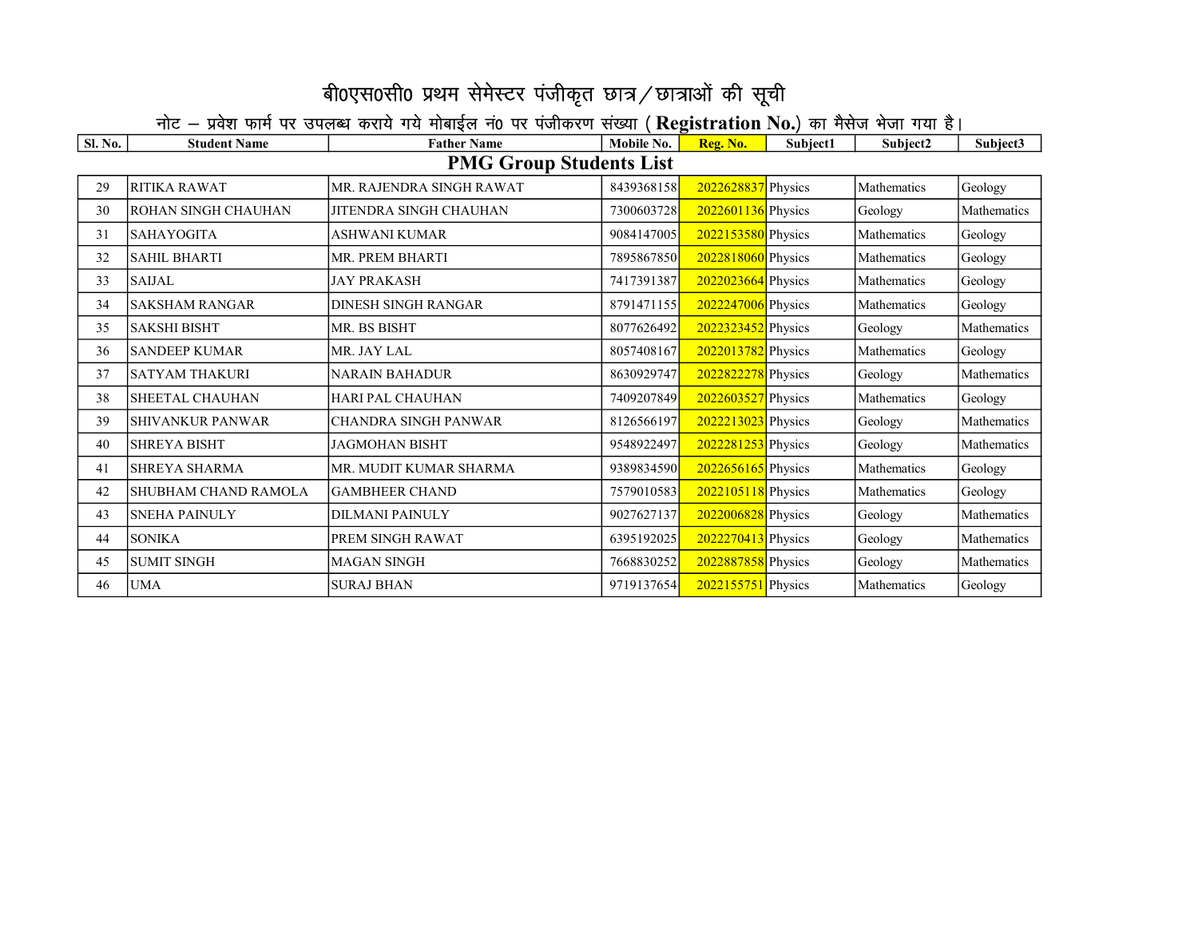# बी0एस0सी0 प्रथम सेमेस्टर पंजीकृत छात्र/छात्राओं की सूची

नोट – प्रवेश फार्म पर उपलब्ध कराये गये मोबाईल नं0 पर पंजीकरण संख्या ( **Registration No.**) का मैसेज भेजा गया है।

| Sl. No. | Student Name | Father Name | Mobile No. | Reg. No. | Subject1 | Subject2 | Subject3 |
|---|---|---|---|---|---|---|---|
| **PMG Group Students List** | | | | | | | |
| 29 | RITIKA RAWAT | MR. RAJENDRA SINGH RAWAT | 8439368158 | 2022628837 | Physics | Mathematics | Geology |
| 30 | ROHAN SINGH CHAUHAN | JITENDRA SINGH CHAUHAN | 7300603728 | 2022601136 | Physics | Geology | Mathematics |
| 31 | SAHAYOGITA | ASHWANI KUMAR | 9084147005 | 2022153580 | Physics | Mathematics | Geology |
| 32 | SAHIL BHARTI | MR. PREM BHARTI | 7895867850 | 2022818060 | Physics | Mathematics | Geology |
| 33 | SAIJAL | JAY PRAKASH | 7417391387 | 2022023664 | Physics | Mathematics | Geology |
| 34 | SAKSHAM RANGAR | DINESH SINGH RANGAR | 8791471155 | 2022247006 | Physics | Mathematics | Geology |
| 35 | SAKSHI BISHT | MR. BS BISHT | 8077626492 | 2022323452 | Physics | Geology | Mathematics |
| 36 | SANDEEP KUMAR | MR. JAY LAL | 8057408167 | 2022013782 | Physics | Mathematics | Geology |
| 37 | SATYAM THAKURI | NARAIN BAHADUR | 8630929747 | 2022822278 | Physics | Geology | Mathematics |
| 38 | SHEETAL CHAUHAN | HARI PAL CHAUHAN | 7409207849 | 2022603527 | Physics | Mathematics | Geology |
| 39 | SHIVANKUR PANWAR | CHANDRA SINGH PANWAR | 8126566197 | 2022213023 | Physics | Geology | Mathematics |
| 40 | SHREYA BISHT | JAGMOHAN BISHT | 9548922497 | 2022281253 | Physics | Geology | Mathematics |
| 41 | SHREYA SHARMA | MR. MUDIT KUMAR SHARMA | 9389834590 | 2022656165 | Physics | Mathematics | Geology |
| 42 | SHUBHAM CHAND RAMOLA | GAMBHEER CHAND | 7579010583 | 2022105118 | Physics | Mathematics | Geology |
| 43 | SNEHA PAINULY | DILMANI PAINULY | 9027627137 | 2022006828 | Physics | Geology | Mathematics |
| 44 | SONIKA | PREM SINGH RAWAT | 6395192025 | 2022270413 | Physics | Geology | Mathematics |
| 45 | SUMIT SINGH | MAGAN SINGH | 7668830252 | 2022887858 | Physics | Geology | Mathematics |
| 46 | UMA | SURAJ BHAN | 9719137654 | 2022155751 | Physics | Mathematics | Geology |